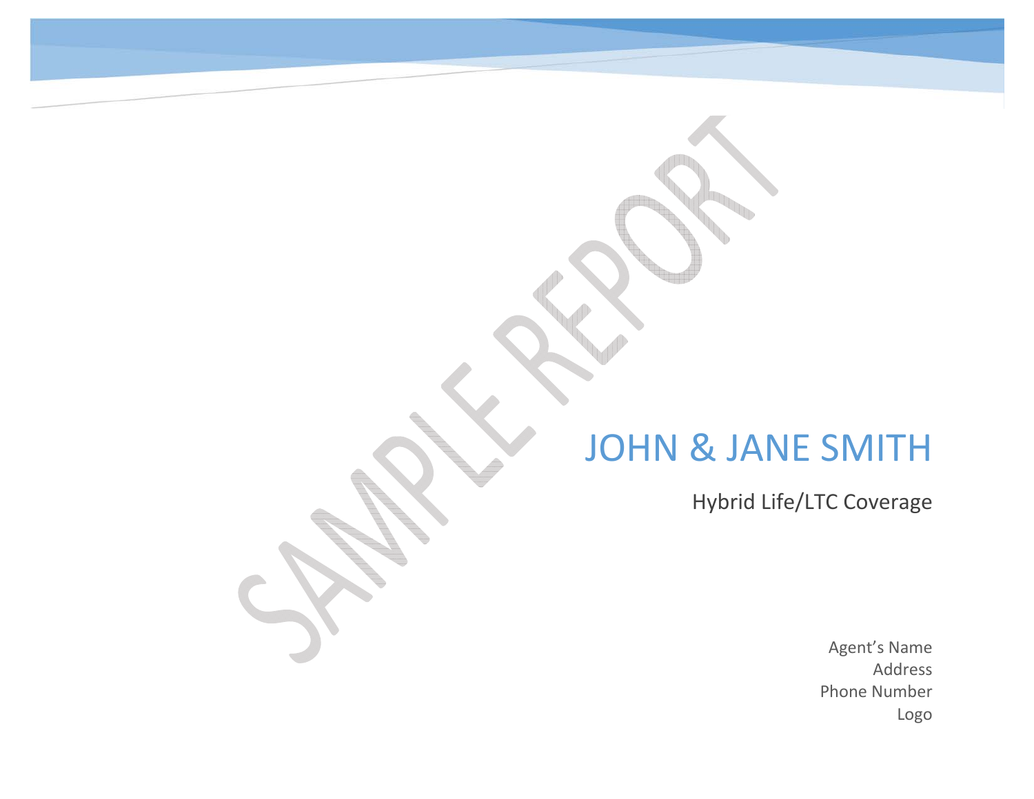# JOHN & JANE SMITH

Hybrid Life/LTC Coverage

Agent's Name
Address
Phone Number
Logo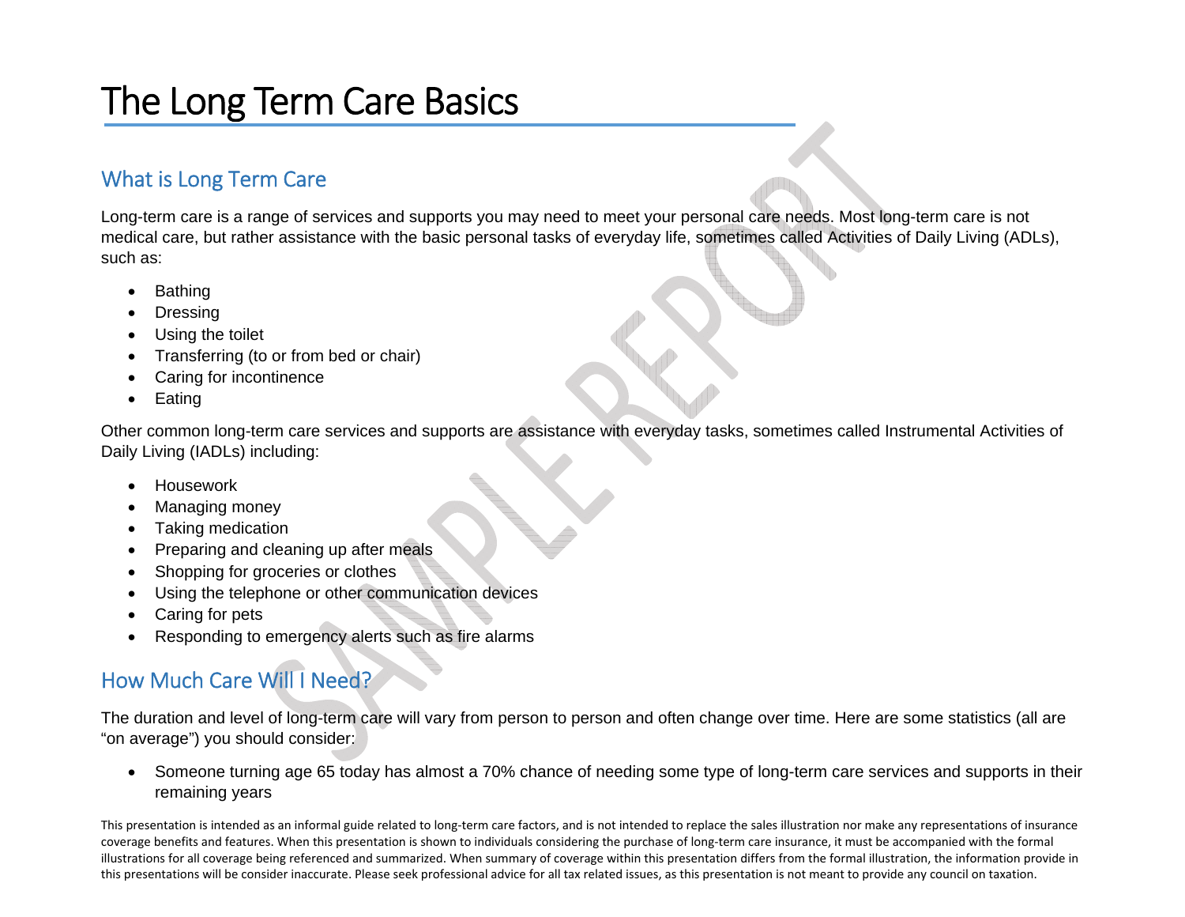# The Long Term Care Basics

## What is Long Term Care

Long-term care is a range of services and supports you may need to meet your personal care needs. Most long-term care is not medical care, but rather assistance with the basic personal tasks of everyday life, sometimes called Activities of Daily Living (ADLs), such as:

- Bathing
- Dressing
- Using the toilet
- Transferring (to or from bed or chair)
- Caring for incontinence
- Eating

Other common long-term care services and supports are assistance with everyday tasks, sometimes called Instrumental Activities of Daily Living (IADLs) including:

- Housework
- Managing money
- Taking medication
- Preparing and cleaning up after meals
- Shopping for groceries or clothes
- Using the telephone or other communication devices
- Caring for pets
- Responding to emergency alerts such as fire alarms

## How Much Care Will I Need?

The duration and level of long-term care will vary from person to person and often change over time. Here are some statistics (all are "on average") you should consider:

- Someone turning age 65 today has almost a 70% chance of needing some type of long-term care services and supports in their remaining years

This presentation is intended as an informal guide related to long-term care factors, and is not intended to replace the sales illustration nor make any representations of insurance coverage benefits and features. When this presentation is shown to individuals considering the purchase of long-term care insurance, it must be accompanied with the formal illustrations for all coverage being referenced and summarized. When summary of coverage within this presentation differs from the formal illustration, the information provide in this presentations will be consider inaccurate. Please seek professional advice for all tax related issues, as this presentation is not meant to provide any council on taxation.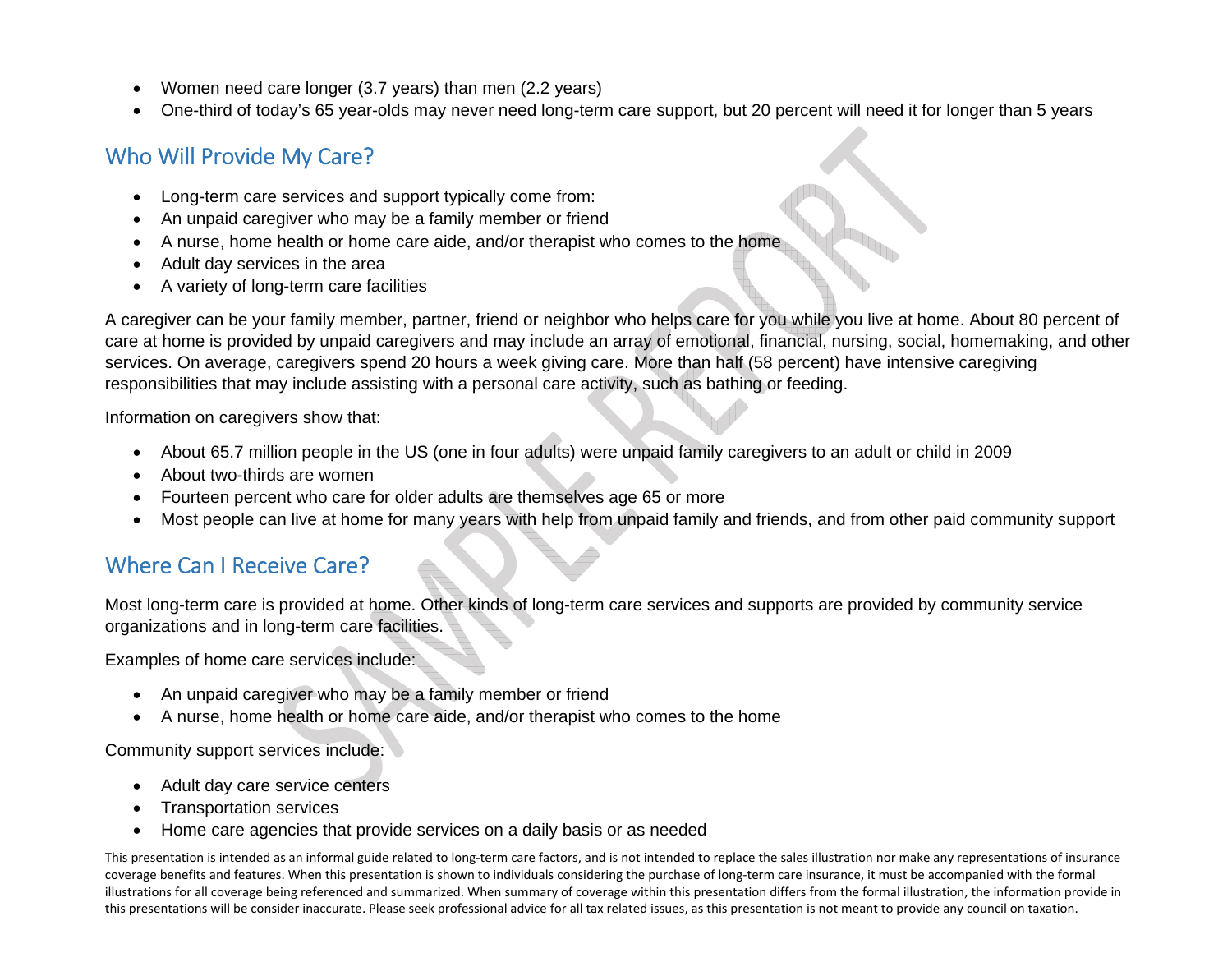- Women need care longer (3.7 years) than men (2.2 years)
- One-third of today's 65 year-olds may never need long-term care support, but 20 percent will need it for longer than 5 years

## Who Will Provide My Care?

- Long-term care services and support typically come from:
- An unpaid caregiver who may be a family member or friend
- A nurse, home health or home care aide, and/or therapist who comes to the home
- Adult day services in the area
- A variety of long-term care facilities

A caregiver can be your family member, partner, friend or neighbor who helps care for you while you live at home. About 80 percent of care at home is provided by unpaid caregivers and may include an array of emotional, financial, nursing, social, homemaking, and other services. On average, caregivers spend 20 hours a week giving care. More than half (58 percent) have intensive caregiving responsibilities that may include assisting with a personal care activity, such as bathing or feeding.

Information on caregivers show that:

- About 65.7 million people in the US (one in four adults) were unpaid family caregivers to an adult or child in 2009
- About two-thirds are women
- Fourteen percent who care for older adults are themselves age 65 or more
- Most people can live at home for many years with help from unpaid family and friends, and from other paid community support

## Where Can I Receive Care?

Most long-term care is provided at home. Other kinds of long-term care services and supports are provided by community service organizations and in long-term care facilities.

Examples of home care services include:

- An unpaid caregiver who may be a family member or friend
- A nurse, home health or home care aide, and/or therapist who comes to the home

Community support services include:

- Adult day care service centers
- Transportation services
- Home care agencies that provide services on a daily basis or as needed

This presentation is intended as an informal guide related to long-term care factors, and is not intended to replace the sales illustration nor make any representations of insurance coverage benefits and features. When this presentation is shown to individuals considering the purchase of long-term care insurance, it must be accompanied with the formal illustrations for all coverage being referenced and summarized. When summary of coverage within this presentation differs from the formal illustration, the information provide in this presentations will be consider inaccurate. Please seek professional advice for all tax related issues, as this presentation is not meant to provide any council on taxation.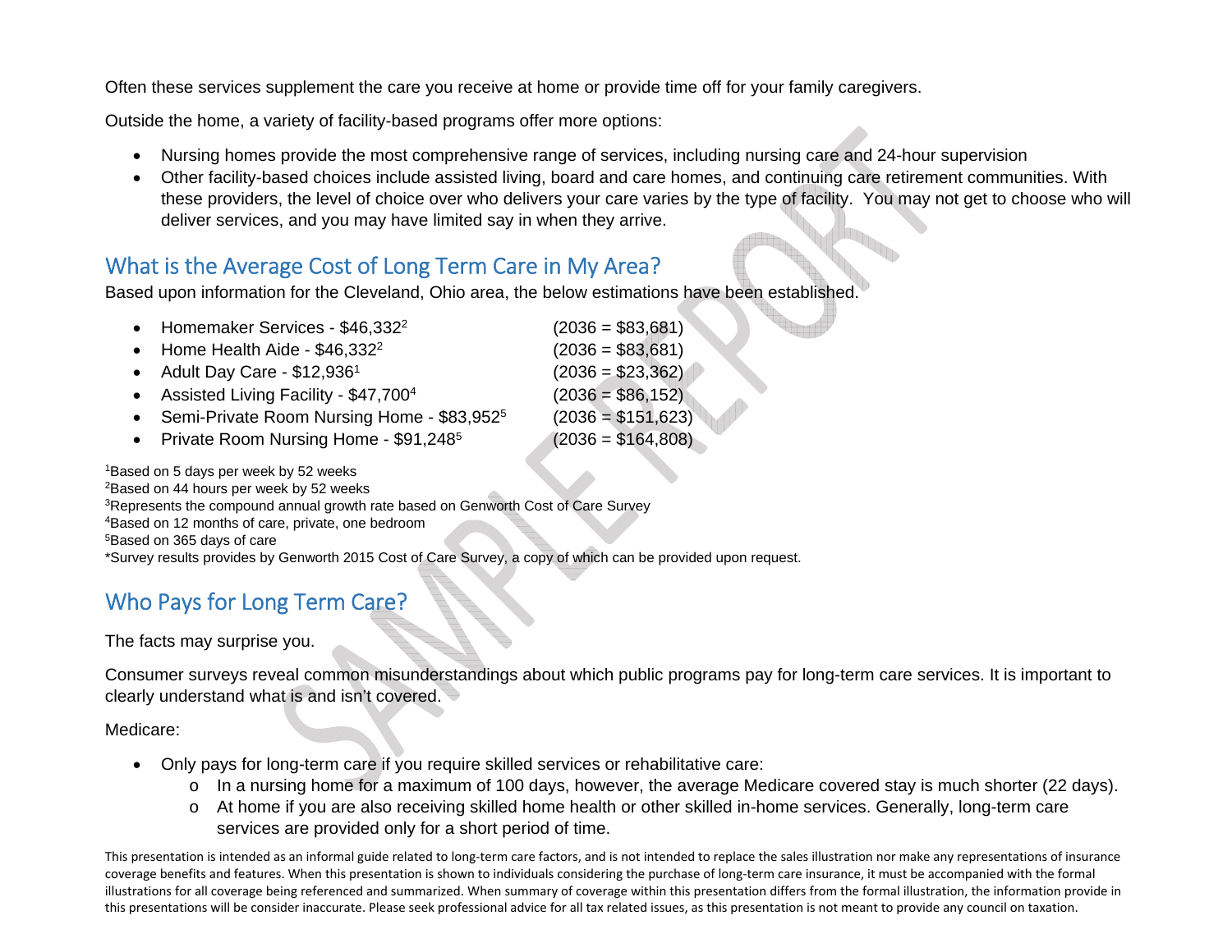Often these services supplement the care you receive at home or provide time off for your family caregivers.

Outside the home, a variety of facility-based programs offer more options:

- Nursing homes provide the most comprehensive range of services, including nursing care and 24-hour supervision
- Other facility-based choices include assisted living, board and care homes, and continuing care retirement communities. With these providers, the level of choice over who delivers your care varies by the type of facility. You may not get to choose who will deliver services, and you may have limited say in when they arrive.

## What is the Average Cost of Long Term Care in My Area?

Based upon information for the Cleveland, Ohio area, the below estimations have been established.

- Homemaker Services - $46,332[2] (2036 = $83,681)
- Home Health Aide - $46,332[2] (2036 = $83,681)
- Adult Day Care - $12,936[1] (2036 = $23,362)
- Assisted Living Facility - $47,700[4] (2036 = $86,152)
- Semi-Private Room Nursing Home - $83,952[5] (2036 = $151,623)
- Private Room Nursing Home - $91,248[5] (2036 = $164,808)

[1]Based on 5 days per week by 52 weeks
[2]Based on 44 hours per week by 52 weeks
[3]Represents the compound annual growth rate based on Genworth Cost of Care Survey
[4]Based on 12 months of care, private, one bedroom
[5]Based on 365 days of care
*Survey results provides by Genworth 2015 Cost of Care Survey, a copy of which can be provided upon request.

## Who Pays for Long Term Care?

The facts may surprise you.

Consumer surveys reveal common misunderstandings about which public programs pay for long-term care services. It is important to clearly understand what is and isn't covered.

Medicare:

- Only pays for long-term care if you require skilled services or rehabilitative care:
  - In a nursing home for a maximum of 100 days, however, the average Medicare covered stay is much shorter (22 days).
  - At home if you are also receiving skilled home health or other skilled in-home services. Generally, long-term care services are provided only for a short period of time.

This presentation is intended as an informal guide related to long-term care factors, and is not intended to replace the sales illustration nor make any representations of insurance coverage benefits and features. When this presentation is shown to individuals considering the purchase of long-term care insurance, it must be accompanied with the formal illustrations for all coverage being referenced and summarized. When summary of coverage within this presentation differs from the formal illustration, the information provide in this presentations will be consider inaccurate. Please seek professional advice for all tax related issues, as this presentation is not meant to provide any council on taxation.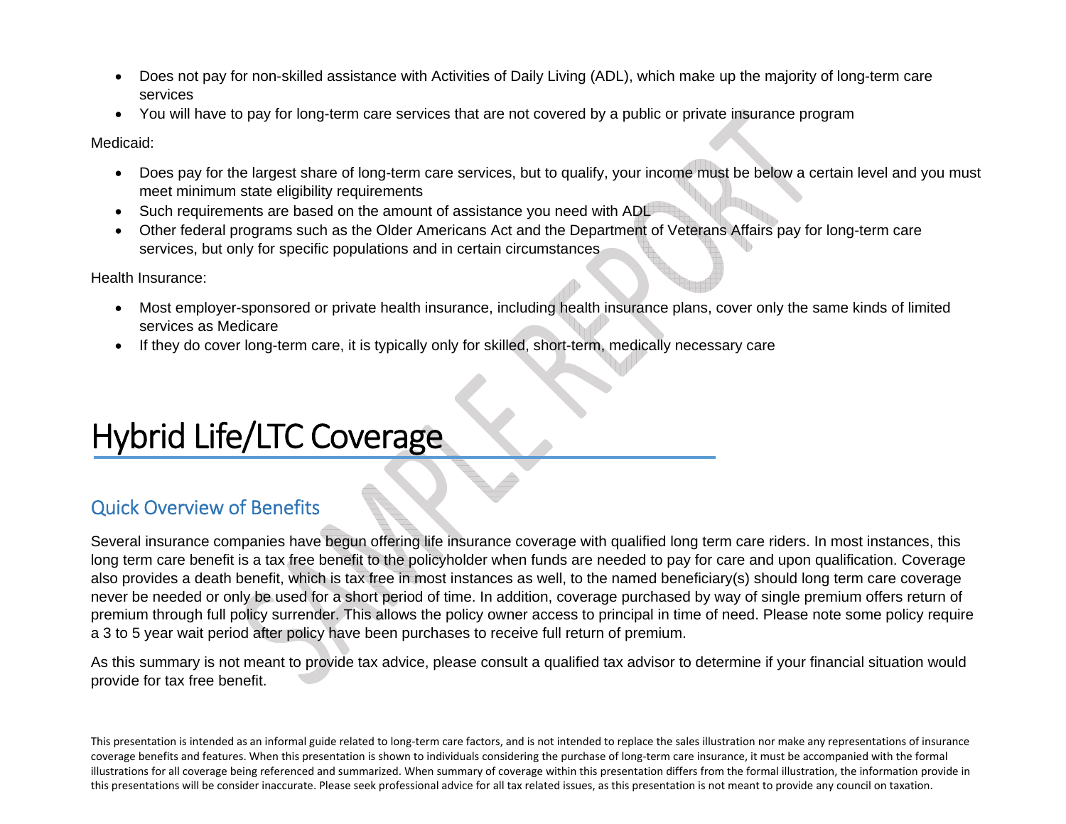- Does not pay for non-skilled assistance with Activities of Daily Living (ADL), which make up the majority of long-term care services
- You will have to pay for long-term care services that are not covered by a public or private insurance program

Medicaid:

- Does pay for the largest share of long-term care services, but to qualify, your income must be below a certain level and you must meet minimum state eligibility requirements
- Such requirements are based on the amount of assistance you need with ADL
- Other federal programs such as the Older Americans Act and the Department of Veterans Affairs pay for long-term care services, but only for specific populations and in certain circumstances

Health Insurance:

- Most employer-sponsored or private health insurance, including health insurance plans, cover only the same kinds of limited services as Medicare
- If they do cover long-term care, it is typically only for skilled, short-term, medically necessary care

# Hybrid Life/LTC Coverage

## Quick Overview of Benefits

Several insurance companies have begun offering life insurance coverage with qualified long term care riders. In most instances, this long term care benefit is a tax free benefit to the policyholder when funds are needed to pay for care and upon qualification. Coverage also provides a death benefit, which is tax free in most instances as well, to the named beneficiary(s) should long term care coverage never be needed or only be used for a short period of time. In addition, coverage purchased by way of single premium offers return of premium through full policy surrender. This allows the policy owner access to principal in time of need. Please note some policy require a 3 to 5 year wait period after policy have been purchases to receive full return of premium.

As this summary is not meant to provide tax advice, please consult a qualified tax advisor to determine if your financial situation would provide for tax free benefit.

This presentation is intended as an informal guide related to long-term care factors, and is not intended to replace the sales illustration nor make any representations of insurance coverage benefits and features. When this presentation is shown to individuals considering the purchase of long-term care insurance, it must be accompanied with the formal illustrations for all coverage being referenced and summarized. When summary of coverage within this presentation differs from the formal illustration, the information provide in this presentations will be consider inaccurate. Please seek professional advice for all tax related issues, as this presentation is not meant to provide any council on taxation.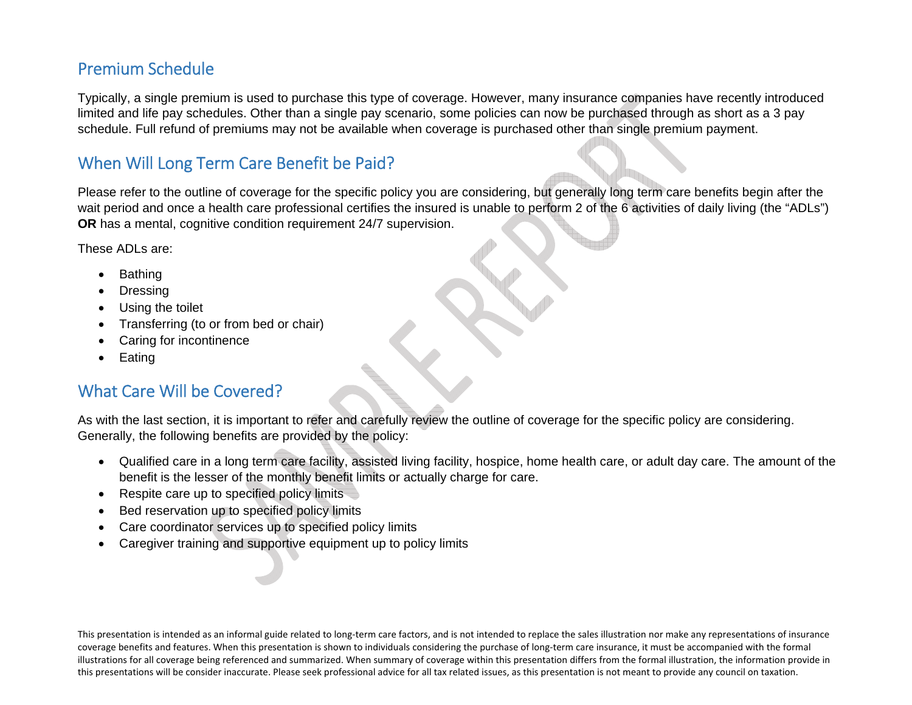## Premium Schedule

Typically, a single premium is used to purchase this type of coverage. However, many insurance companies have recently introduced limited and life pay schedules. Other than a single pay scenario, some policies can now be purchased through as short as a 3 pay schedule. Full refund of premiums may not be available when coverage is purchased other than single premium payment.

## When Will Long Term Care Benefit be Paid?

Please refer to the outline of coverage for the specific policy you are considering, but generally long term care benefits begin after the wait period and once a health care professional certifies the insured is unable to perform 2 of the 6 activities of daily living (the "ADLs") **OR** has a mental, cognitive condition requirement 24/7 supervision.

These ADLs are:

- Bathing
- Dressing
- Using the toilet
- Transferring (to or from bed or chair)
- Caring for incontinence
- Eating

## What Care Will be Covered?

As with the last section, it is important to refer and carefully review the outline of coverage for the specific policy are considering. Generally, the following benefits are provided by the policy:

- Qualified care in a long term care facility, assisted living facility, hospice, home health care, or adult day care. The amount of the benefit is the lesser of the monthly benefit limits or actually charge for care.
- Respite care up to specified policy limits
- Bed reservation up to specified policy limits
- Care coordinator services up to specified policy limits
- Caregiver training and supportive equipment up to policy limits

This presentation is intended as an informal guide related to long-term care factors, and is not intended to replace the sales illustration nor make any representations of insurance coverage benefits and features. When this presentation is shown to individuals considering the purchase of long-term care insurance, it must be accompanied with the formal illustrations for all coverage being referenced and summarized. When summary of coverage within this presentation differs from the formal illustration, the information provide in this presentations will be consider inaccurate. Please seek professional advice for all tax related issues, as this presentation is not meant to provide any council on taxation.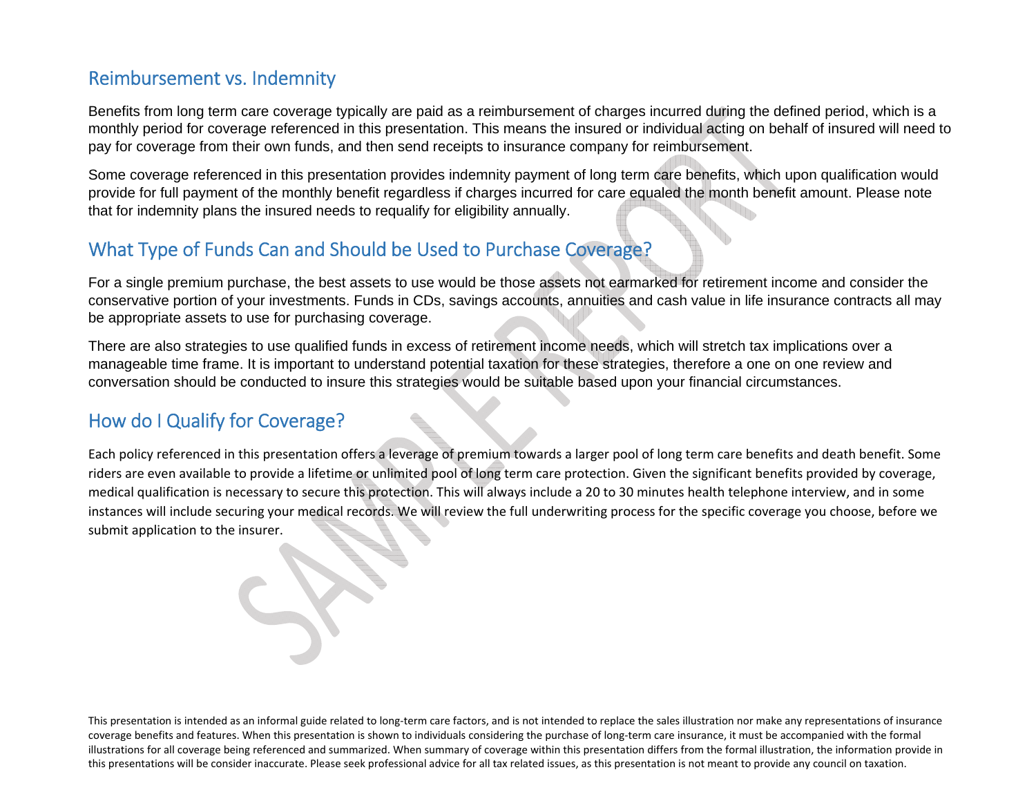## Reimbursement vs. Indemnity

Benefits from long term care coverage typically are paid as a reimbursement of charges incurred during the defined period, which is a monthly period for coverage referenced in this presentation. This means the insured or individual acting on behalf of insured will need to pay for coverage from their own funds, and then send receipts to insurance company for reimbursement.

Some coverage referenced in this presentation provides indemnity payment of long term care benefits, which upon qualification would provide for full payment of the monthly benefit regardless if charges incurred for care equaled the month benefit amount. Please note that for indemnity plans the insured needs to requalify for eligibility annually.

## What Type of Funds Can and Should be Used to Purchase Coverage?

For a single premium purchase, the best assets to use would be those assets not earmarked for retirement income and consider the conservative portion of your investments. Funds in CDs, savings accounts, annuities and cash value in life insurance contracts all may be appropriate assets to use for purchasing coverage.

There are also strategies to use qualified funds in excess of retirement income needs, which will stretch tax implications over a manageable time frame. It is important to understand potential taxation for these strategies, therefore a one on one review and conversation should be conducted to insure this strategies would be suitable based upon your financial circumstances.

## How do I Qualify for Coverage?

Each policy referenced in this presentation offers a leverage of premium towards a larger pool of long term care benefits and death benefit. Some riders are even available to provide a lifetime or unlimited pool of long term care protection. Given the significant benefits provided by coverage, medical qualification is necessary to secure this protection. This will always include a 20 to 30 minutes health telephone interview, and in some instances will include securing your medical records. We will review the full underwriting process for the specific coverage you choose, before we submit application to the insurer.

This presentation is intended as an informal guide related to long-term care factors, and is not intended to replace the sales illustration nor make any representations of insurance coverage benefits and features. When this presentation is shown to individuals considering the purchase of long-term care insurance, it must be accompanied with the formal illustrations for all coverage being referenced and summarized. When summary of coverage within this presentation differs from the formal illustration, the information provide in this presentations will be consider inaccurate. Please seek professional advice for all tax related issues, as this presentation is not meant to provide any council on taxation.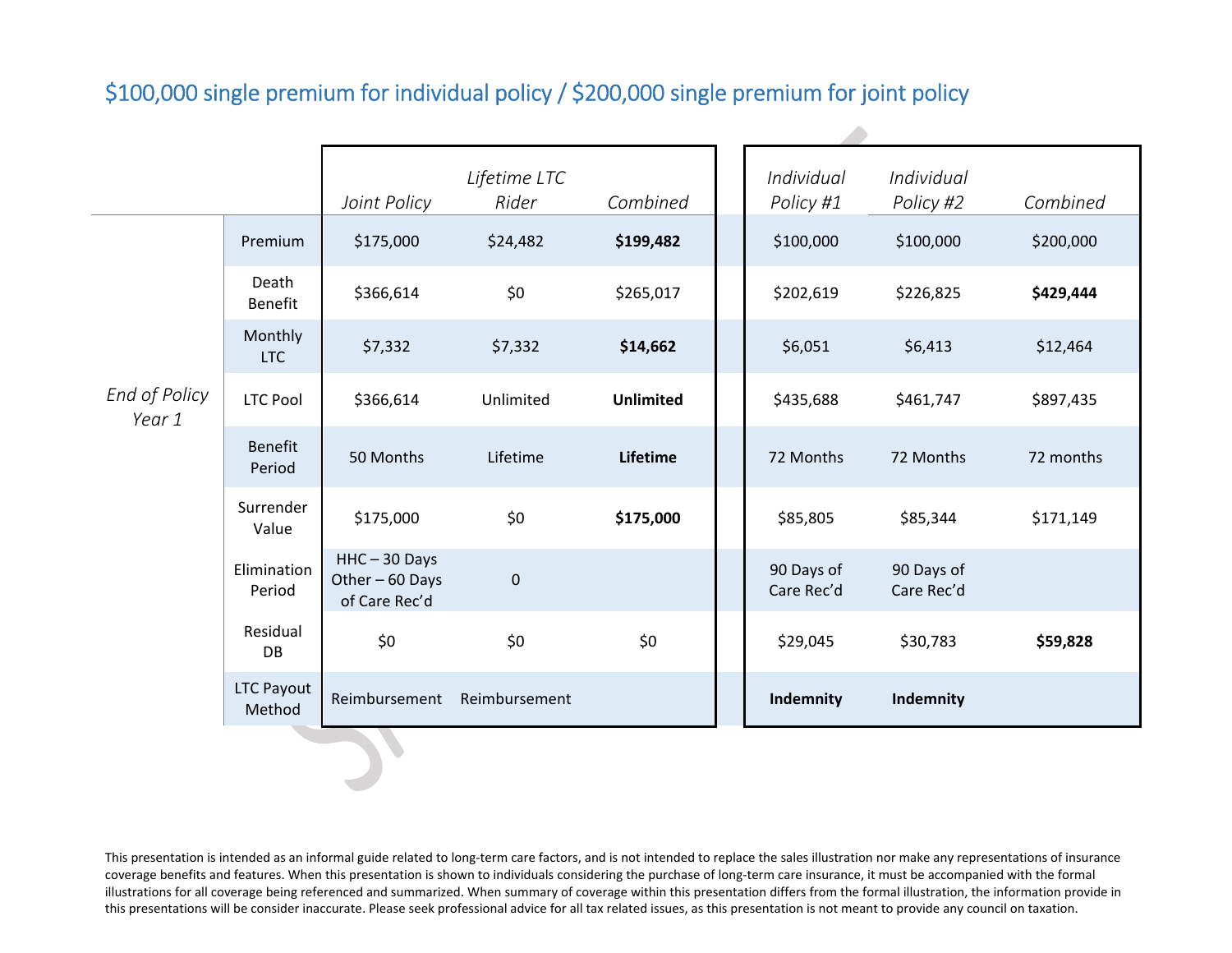## $100,000 single premium for individual policy / $200,000 single premium for joint policy

| | | *Joint Policy* | *Lifetime LTC Rider* | *Combined* | | *Individual Policy #1* | *Individual Policy #2* | *Combined* |
|---|---|---|---|---|---|---|---|---|
| *End of Policy Year 1* | Premium | $175,000 | $24,482 | **$199,482** | | $100,000 | $100,000 | $200,000 |
| | Death Benefit | $366,614 | $0 | $265,017 | | $202,619 | $226,825 | **$429,444** |
| | Monthly LTC | $7,332 | $7,332 | **$14,662** | | $6,051 | $6,413 | $12,464 |
| | LTC Pool | $366,614 | Unlimited | **Unlimited** | | $435,688 | $461,747 | $897,435 |
| | Benefit Period | 50 Months | Lifetime | **Lifetime** | | 72 Months | 72 Months | 72 months |
| | Surrender Value | $175,000 | $0 | **$175,000** | | $85,805 | $85,344 | $171,149 |
| | Elimination Period | HHC – 30 Days Other – 60 Days of Care Rec'd | 0 | | | 90 Days of Care Rec'd | 90 Days of Care Rec'd | |
| | Residual DB | $0 | $0 | $0 | | $29,045 | $30,783 | **$59,828** |
| | LTC Payout Method | Reimbursement | Reimbursement | | | **Indemnity** | **Indemnity** | |

This presentation is intended as an informal guide related to long-term care factors, and is not intended to replace the sales illustration nor make any representations of insurance coverage benefits and features. When this presentation is shown to individuals considering the purchase of long-term care insurance, it must be accompanied with the formal illustrations for all coverage being referenced and summarized. When summary of coverage within this presentation differs from the formal illustration, the information provide in this presentations will be consider inaccurate. Please seek professional advice for all tax related issues, as this presentation is not meant to provide any council on taxation.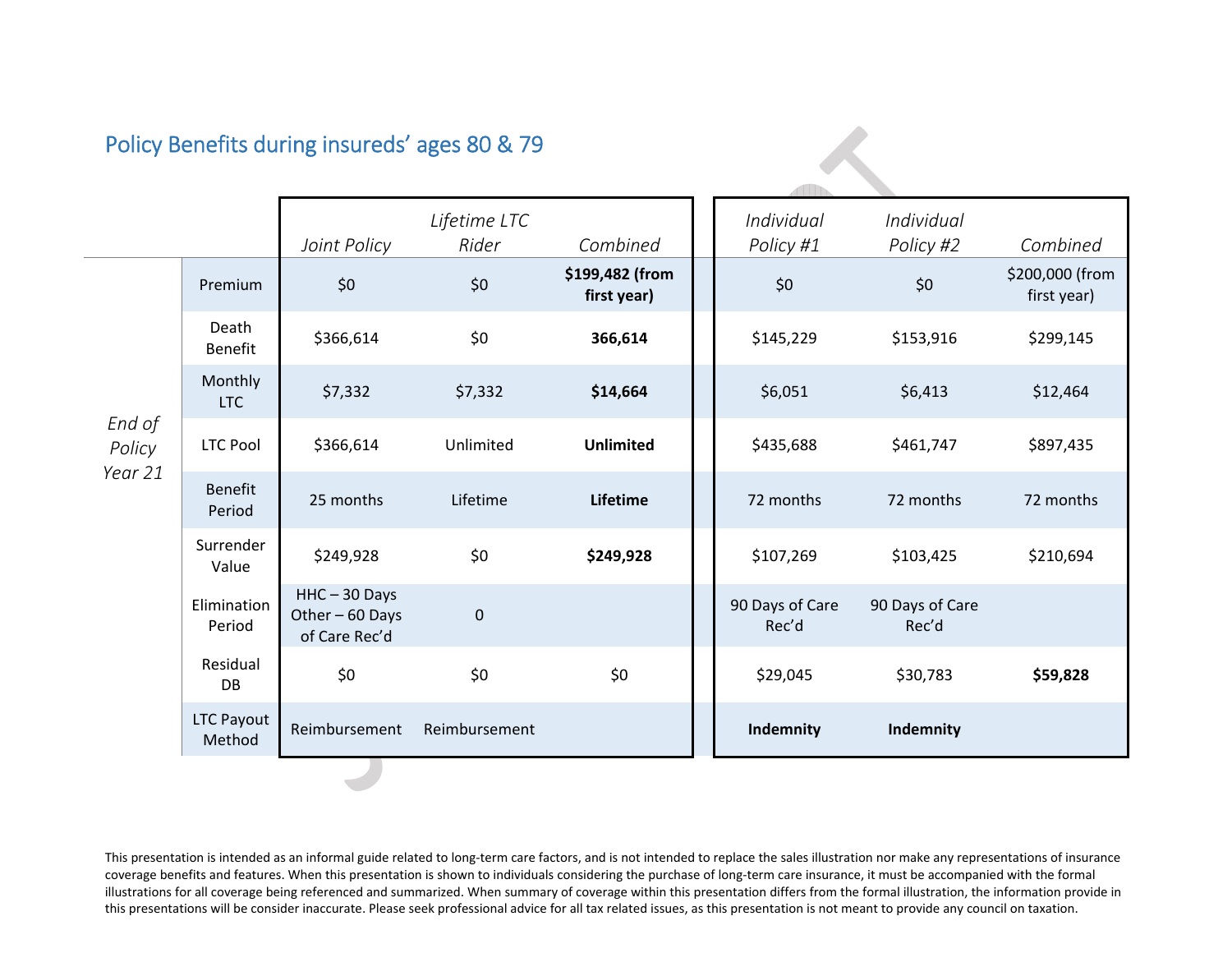## Policy Benefits during insureds' ages 80 & 79

| | | *Joint Policy* | *Lifetime LTC Rider* | *Combined* | *Individual Policy #1* | *Individual Policy #2* | *Combined* |
|---|---|---|---|---|---|---|---|
| *End of Policy Year 21* | Premium | $0 | $0 | **$199,482 (from first year)** | $0 | $0 | $200,000 (from first year) |
| | Death Benefit | $366,614 | $0 | **366,614** | $145,229 | $153,916 | $299,145 |
| | Monthly LTC | $7,332 | $7,332 | **$14,664** | $6,051 | $6,413 | $12,464 |
| | LTC Pool | $366,614 | Unlimited | **Unlimited** | $435,688 | $461,747 | $897,435 |
| | Benefit Period | 25 months | Lifetime | **Lifetime** | 72 months | 72 months | 72 months |
| | Surrender Value | $249,928 | $0 | **$249,928** | $107,269 | $103,425 | $210,694 |
| | Elimination Period | HHC – 30 Days Other – 60 Days of Care Rec'd | 0 | | 90 Days of Care Rec'd | 90 Days of Care Rec'd | |
| | Residual DB | $0 | $0 | $0 | $29,045 | $30,783 | **$59,828** |
| | LTC Payout Method | Reimbursement | Reimbursement | | **Indemnity** | **Indemnity** | |

This presentation is intended as an informal guide related to long-term care factors, and is not intended to replace the sales illustration nor make any representations of insurance coverage benefits and features. When this presentation is shown to individuals considering the purchase of long-term care insurance, it must be accompanied with the formal illustrations for all coverage being referenced and summarized. When summary of coverage within this presentation differs from the formal illustration, the information provide in this presentations will be consider inaccurate. Please seek professional advice for all tax related issues, as this presentation is not meant to provide any council on taxation.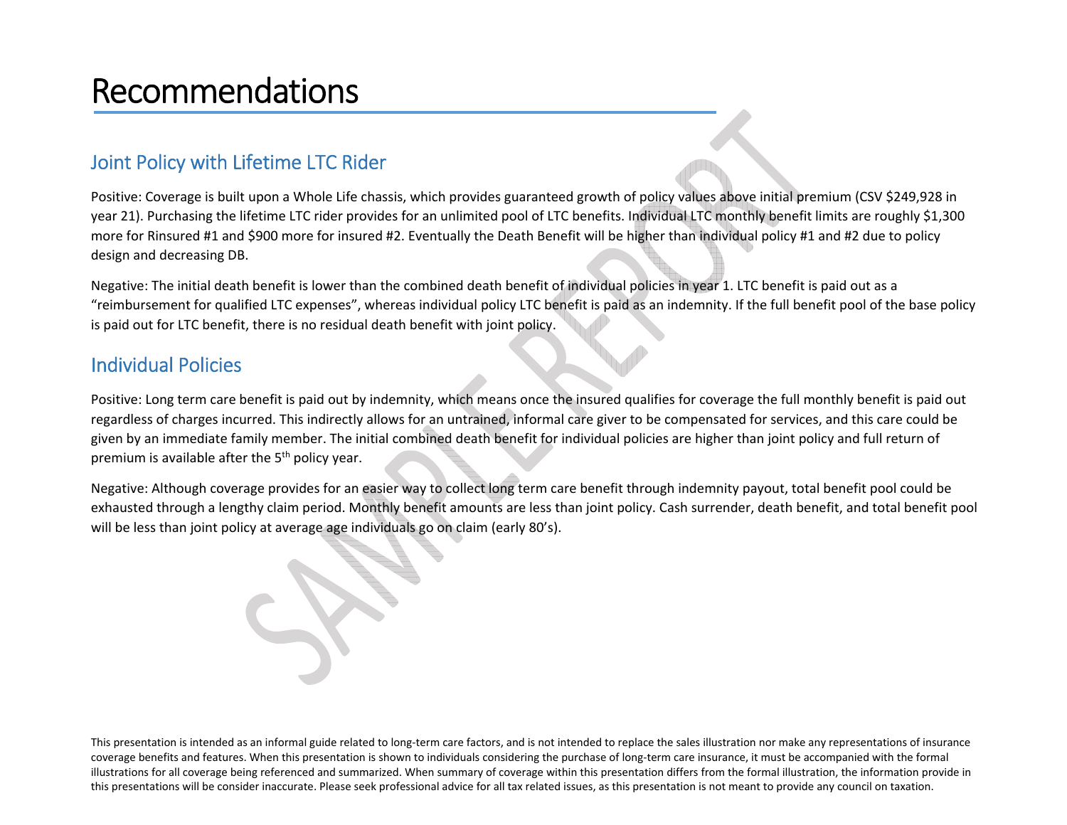# Recommendations

## Joint Policy with Lifetime LTC Rider

Positive: Coverage is built upon a Whole Life chassis, which provides guaranteed growth of policy values above initial premium (CSV $249,928 in year 21). Purchasing the lifetime LTC rider provides for an unlimited pool of LTC benefits. Individual LTC monthly benefit limits are roughly $1,300 more for Rinsured #1 and $900 more for insured #2. Eventually the Death Benefit will be higher than individual policy #1 and #2 due to policy design and decreasing DB.

Negative: The initial death benefit is lower than the combined death benefit of individual policies in year 1. LTC benefit is paid out as a "reimbursement for qualified LTC expenses", whereas individual policy LTC benefit is paid as an indemnity. If the full benefit pool of the base policy is paid out for LTC benefit, there is no residual death benefit with joint policy.

## Individual Policies

Positive: Long term care benefit is paid out by indemnity, which means once the insured qualifies for coverage the full monthly benefit is paid out regardless of charges incurred. This indirectly allows for an untrained, informal care giver to be compensated for services, and this care could be given by an immediate family member. The initial combined death benefit for individual policies are higher than joint policy and full return of premium is available after the 5th policy year.

Negative: Although coverage provides for an easier way to collect long term care benefit through indemnity payout, total benefit pool could be exhausted through a lengthy claim period. Monthly benefit amounts are less than joint policy. Cash surrender, death benefit, and total benefit pool will be less than joint policy at average age individuals go on claim (early 80's).

This presentation is intended as an informal guide related to long-term care factors, and is not intended to replace the sales illustration nor make any representations of insurance coverage benefits and features. When this presentation is shown to individuals considering the purchase of long-term care insurance, it must be accompanied with the formal illustrations for all coverage being referenced and summarized. When summary of coverage within this presentation differs from the formal illustration, the information provide in this presentations will be consider inaccurate. Please seek professional advice for all tax related issues, as this presentation is not meant to provide any council on taxation.